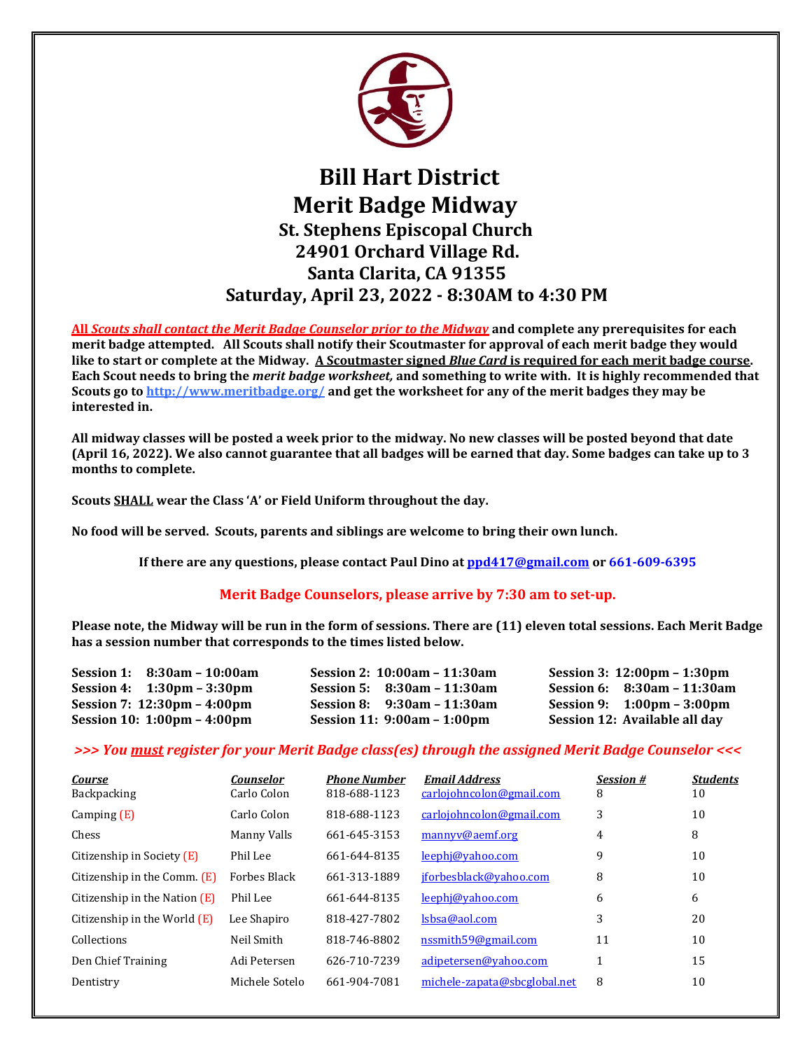# Bill Hart District
# Merit Badge Midway
## St. Stephens Episcopal Church
## 24901 Orchard Village Rd.
## Santa Clarita, CA 91355
## Saturday, April 23, 2022 - 8:30AM to 4:30 PM

**All *Scouts shall contact the Merit Badge Counselor prior to the Midway* and complete any prerequisites for each merit badge attempted. All Scouts shall notify their Scoutmaster for approval of each merit badge they would like to start or complete at the Midway. A Scoutmaster signed *Blue Card* is required for each merit badge course. Each Scout needs to bring the *merit badge worksheet,* and something to write with. It is highly recommended that Scouts go to http://www.meritbadge.org/ and get the worksheet for any of the merit badges they may be interested in.**

**All midway classes will be posted a week prior to the midway. No new classes will be posted beyond that date (April 16, 2022). We also cannot guarantee that all badges will be earned that day. Some badges can take up to 3 months to complete.**

**Scouts SHALL wear the Class 'A' or Field Uniform throughout the day.**

**No food will be served. Scouts, parents and siblings are welcome to bring their own lunch.**

**If there are any questions, please contact Paul Dino at ppd417@gmail.com or 661-609-6395**

**Merit Badge Counselors, please arrive by 7:30 am to set-up.**

**Please note, the Midway will be run in the form of sessions. There are (11) eleven total sessions. Each Merit Badge has a session number that corresponds to the times listed below.**

**Session 1: 8:30am – 10:00am**
**Session 2: 10:00am – 11:30am**
**Session 3: 12:00pm – 1:30pm**
**Session 4: 1:30pm – 3:30pm**
**Session 5: 8:30am – 11:30am**
**Session 6: 8:30am – 11:30am**
**Session 7: 12:30pm – 4:00pm**
**Session 8: 9:30am – 11:30am**
**Session 9: 1:00pm – 3:00pm**
**Session 10: 1:00pm – 4:00pm**
**Session 11: 9:00am – 1:00pm**
**Session 12: Available all day**

***>>> You must register for your Merit Badge class(es) through the assigned Merit Badge Counselor <<<***

| Course | Counselor | Phone Number | Email Address | Session # | Students |
|---|---|---|---|---|---|
| Backpacking | Carlo Colon | 818-688-1123 | carlojohncolon@gmail.com | 8 | 10 |
| Camping (E) | Carlo Colon | 818-688-1123 | carlojohncolon@gmail.com | 3 | 10 |
| Chess | Manny Valls | 661-645-3153 | mannyv@aemf.org | 4 | 8 |
| Citizenship in Society (E) | Phil Lee | 661-644-8135 | leephj@yahoo.com | 9 | 10 |
| Citizenship in the Comm. (E) | Forbes Black | 661-313-1889 | jforbesblack@yahoo.com | 8 | 10 |
| Citizenship in the Nation (E) | Phil Lee | 661-644-8135 | leephj@yahoo.com | 6 | 6 |
| Citizenship in the World (E) | Lee Shapiro | 818-427-7802 | lsbsa@aol.com | 3 | 20 |
| Collections | Neil Smith | 818-746-8802 | nssmith59@gmail.com | 11 | 10 |
| Den Chief Training | Adi Petersen | 626-710-7239 | adipetersen@yahoo.com | 1 | 15 |
| Dentistry | Michele Sotelo | 661-904-7081 | michele-zapata@sbcglobal.net | 8 | 10 |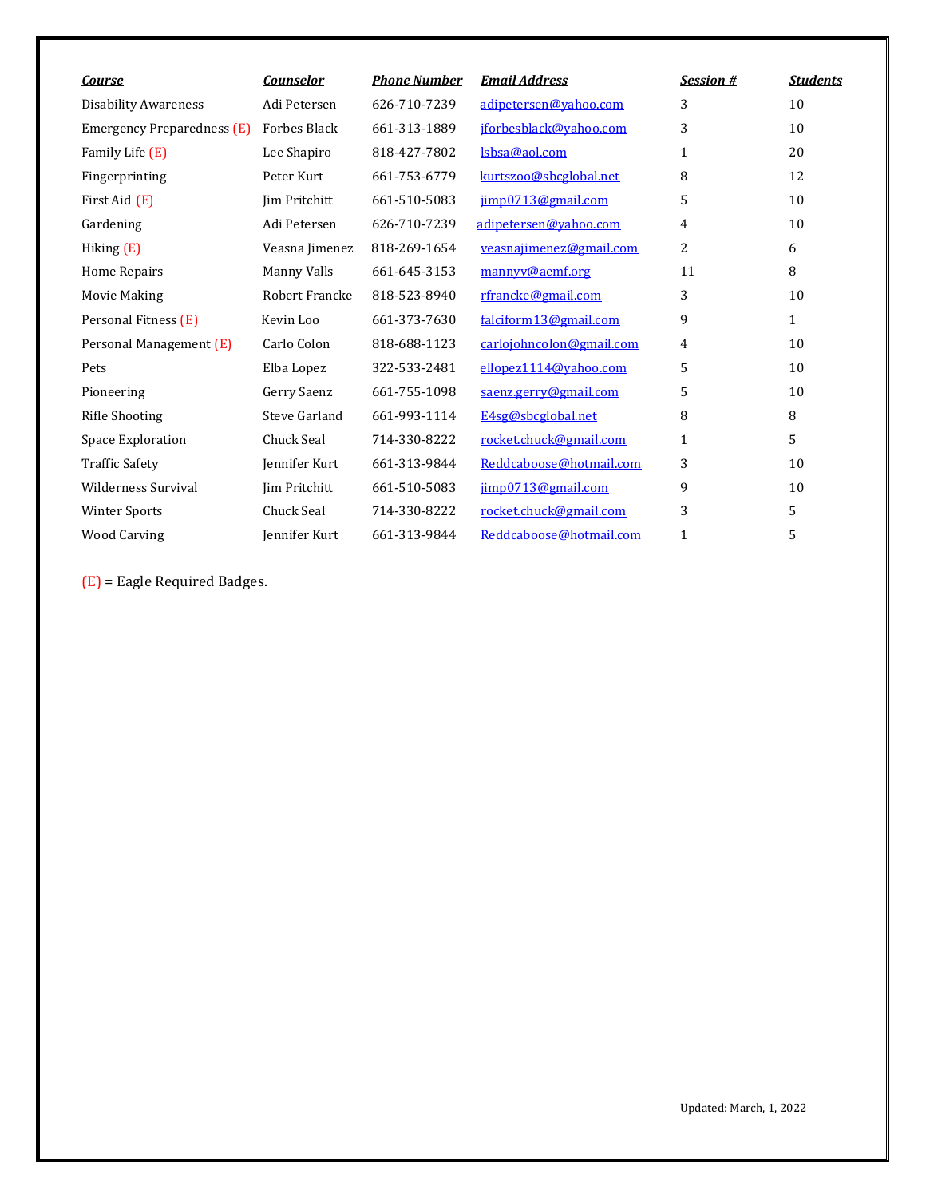| ***Course*** | ***Counselor*** | ***Phone Number*** | ***Email Address*** | ***Session #*** | ***Students*** |
|---|---|---|---|---|---|
| Disability Awareness | Adi Petersen | 626-710-7239 | adipetersen@yahoo.com | 3 | 10 |
| Emergency Preparedness (E) | Forbes Black | 661-313-1889 | jforbesblack@yahoo.com | 3 | 10 |
| Family Life (E) | Lee Shapiro | 818-427-7802 | lsbsa@aol.com | 1 | 20 |
| Fingerprinting | Peter Kurt | 661-753-6779 | kurtszoo@sbcglobal.net | 8 | 12 |
| First Aid (E) | Jim Pritchitt | 661-510-5083 | jimp0713@gmail.com | 5 | 10 |
| Gardening | Adi Petersen | 626-710-7239 | adipetersen@yahoo.com | 4 | 10 |
| Hiking (E) | Veasna Jimenez | 818-269-1654 | veasnajimenez@gmail.com | 2 | 6 |
| Home Repairs | Manny Valls | 661-645-3153 | mannyv@aemf.org | 11 | 8 |
| Movie Making | Robert Francke | 818-523-8940 | rfrancke@gmail.com | 3 | 10 |
| Personal Fitness (E) | Kevin Loo | 661-373-7630 | falciform13@gmail.com | 9 | 1 |
| Personal Management (E) | Carlo Colon | 818-688-1123 | carlojohncolon@gmail.com | 4 | 10 |
| Pets | Elba Lopez | 322-533-2481 | ellopez1114@yahoo.com | 5 | 10 |
| Pioneering | Gerry Saenz | 661-755-1098 | saenz.gerry@gmail.com | 5 | 10 |
| Rifle Shooting | Steve Garland | 661-993-1114 | E4sg@sbcglobal.net | 8 | 8 |
| Space Exploration | Chuck Seal | 714-330-8222 | rocket.chuck@gmail.com | 1 | 5 |
| Traffic Safety | Jennifer Kurt | 661-313-9844 | Reddcaboose@hotmail.com | 3 | 10 |
| Wilderness Survival | Jim Pritchitt | 661-510-5083 | jimp0713@gmail.com | 9 | 10 |
| Winter Sports | Chuck Seal | 714-330-8222 | rocket.chuck@gmail.com | 3 | 5 |
| Wood Carving | Jennifer Kurt | 661-313-9844 | Reddcaboose@hotmail.com | 1 | 5 |

(E) = Eagle Required Badges.

Updated: March, 1, 2022